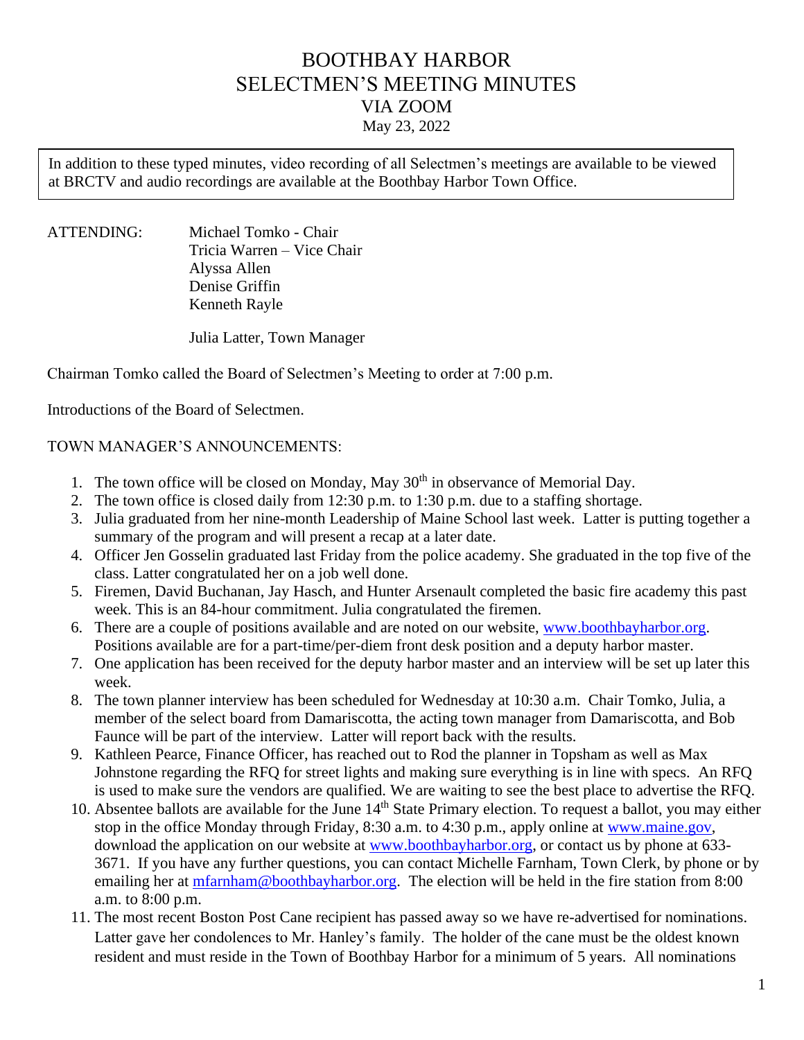# BOOTHBAY HARBOR
# SELECTMEN'S MEETING MINUTES
## VIA ZOOM
May 23, 2022

> In addition to these typed minutes, video recording of all Selectmen's meetings are available to be viewed at BRCTV and audio recordings are available at the Boothbay Harbor Town Office.

ATTENDING:
- Michael Tomko - Chair
- Tricia Warren – Vice Chair
- Alyssa Allen
- Denise Griffin
- Kenneth Rayle

Julia Latter, Town Manager

Chairman Tomko called the Board of Selectmen's Meeting to order at 7:00 p.m.

Introductions of the Board of Selectmen.

TOWN MANAGER'S ANNOUNCEMENTS:

1. The town office will be closed on Monday, May 30th in observance of Memorial Day.
2. The town office is closed daily from 12:30 p.m. to 1:30 p.m. due to a staffing shortage.
3. Julia graduated from her nine-month Leadership of Maine School last week. Latter is putting together a summary of the program and will present a recap at a later date.
4. Officer Jen Gosselin graduated last Friday from the police academy. She graduated in the top five of the class. Latter congratulated her on a job well done.
5. Firemen, David Buchanan, Jay Hasch, and Hunter Arsenault completed the basic fire academy this past week. This is an 84-hour commitment. Julia congratulated the firemen.
6. There are a couple of positions available and are noted on our website, [www.boothbayharbor.org](www.boothbayharbor.org). Positions available are for a part-time/per-diem front desk position and a deputy harbor master.
7. One application has been received for the deputy harbor master and an interview will be set up later this week.
8. The town planner interview has been scheduled for Wednesday at 10:30 a.m. Chair Tomko, Julia, a member of the select board from Damariscotta, the acting town manager from Damariscotta, and Bob Faunce will be part of the interview. Latter will report back with the results.
9. Kathleen Pearce, Finance Officer, has reached out to Rod the planner in Topsham as well as Max Johnstone regarding the RFQ for street lights and making sure everything is in line with specs. An RFQ is used to make sure the vendors are qualified. We are waiting to see the best place to advertise the RFQ.
10. Absentee ballots are available for the June 14th State Primary election. To request a ballot, you may either stop in the office Monday through Friday, 8:30 a.m. to 4:30 p.m., apply online at [www.maine.gov](www.maine.gov), download the application on our website at [www.boothbayharbor.org](www.boothbayharbor.org), or contact us by phone at 633-3671. If you have any further questions, you can contact Michelle Farnham, Town Clerk, by phone or by emailing her at [mfarnham@boothbayharbor.org](mailto:mfarnham@boothbayharbor.org). The election will be held in the fire station from 8:00 a.m. to 8:00 p.m.
11. The most recent Boston Post Cane recipient has passed away so we have re-advertised for nominations. Latter gave her condolences to Mr. Hanley's family. The holder of the cane must be the oldest known resident and must reside in the Town of Boothbay Harbor for a minimum of 5 years. All nominations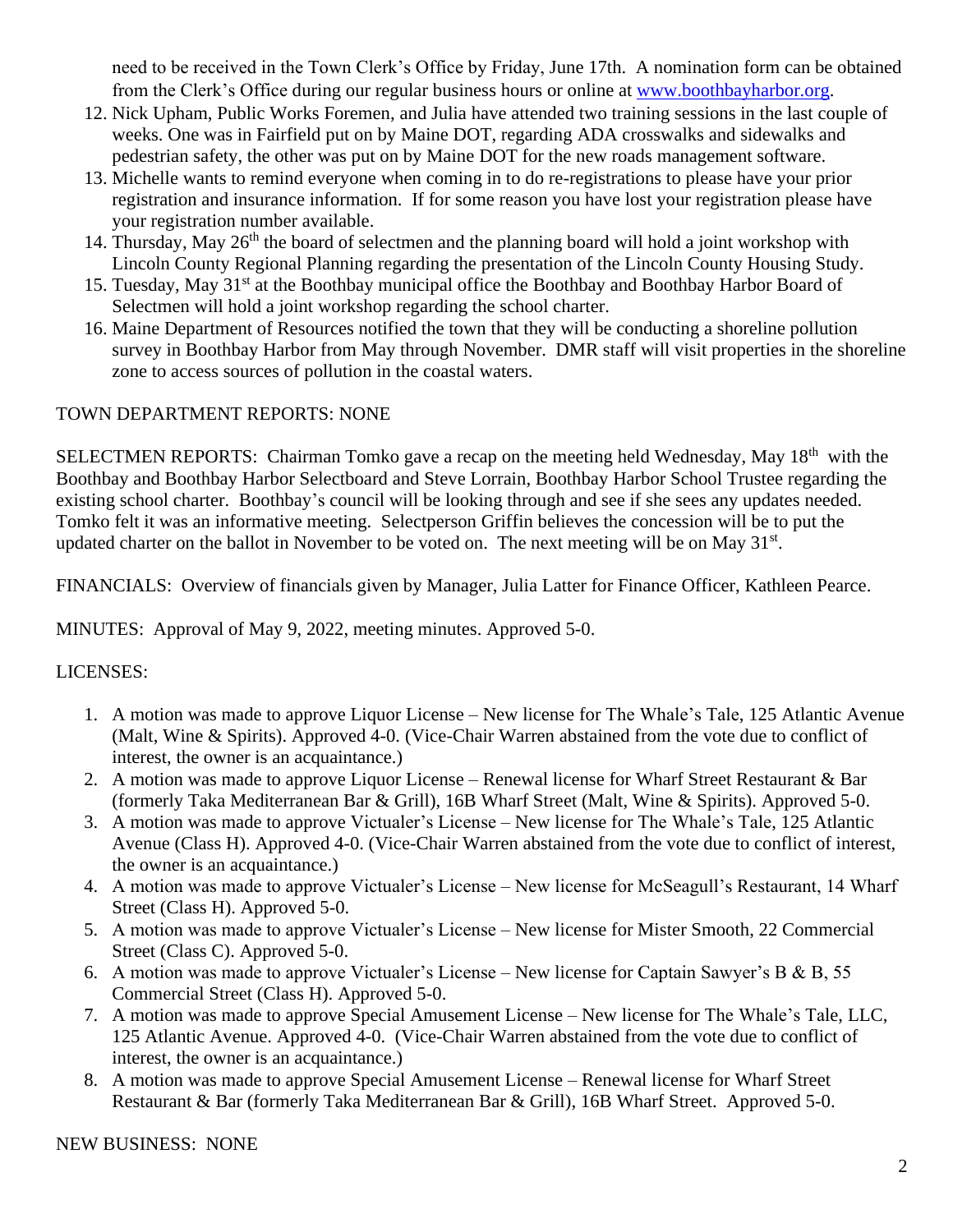need to be received in the Town Clerk's Office by Friday, June 17th. A nomination form can be obtained from the Clerk's Office during our regular business hours or online at [www.boothbayharbor.org](http://www.boothbayharbor.org).

12. Nick Upham, Public Works Foremen, and Julia have attended two training sessions in the last couple of weeks. One was in Fairfield put on by Maine DOT, regarding ADA crosswalks and sidewalks and pedestrian safety, the other was put on by Maine DOT for the new roads management software.
13. Michelle wants to remind everyone when coming in to do re-registrations to please have your prior registration and insurance information. If for some reason you have lost your registration please have your registration number available.
14. Thursday, May 26th the board of selectmen and the planning board will hold a joint workshop with Lincoln County Regional Planning regarding the presentation of the Lincoln County Housing Study.
15. Tuesday, May 31st at the Boothbay municipal office the Boothbay and Boothbay Harbor Board of Selectmen will hold a joint workshop regarding the school charter.
16. Maine Department of Resources notified the town that they will be conducting a shoreline pollution survey in Boothbay Harbor from May through November. DMR staff will visit properties in the shoreline zone to access sources of pollution in the coastal waters.

TOWN DEPARTMENT REPORTS: NONE

SELECTMEN REPORTS: Chairman Tomko gave a recap on the meeting held Wednesday, May 18th with the Boothbay and Boothbay Harbor Selectboard and Steve Lorrain, Boothbay Harbor School Trustee regarding the existing school charter. Boothbay's council will be looking through and see if she sees any updates needed. Tomko felt it was an informative meeting. Selectperson Griffin believes the concession will be to put the updated charter on the ballot in November to be voted on. The next meeting will be on May 31st.

FINANCIALS: Overview of financials given by Manager, Julia Latter for Finance Officer, Kathleen Pearce.

MINUTES: Approval of May 9, 2022, meeting minutes. Approved 5-0.

LICENSES:

1. A motion was made to approve Liquor License – New license for The Whale's Tale, 125 Atlantic Avenue (Malt, Wine & Spirits). Approved 4-0. (Vice-Chair Warren abstained from the vote due to conflict of interest, the owner is an acquaintance.)
2. A motion was made to approve Liquor License – Renewal license for Wharf Street Restaurant & Bar (formerly Taka Mediterranean Bar & Grill), 16B Wharf Street (Malt, Wine & Spirits). Approved 5-0.
3. A motion was made to approve Victualer's License – New license for The Whale's Tale, 125 Atlantic Avenue (Class H). Approved 4-0. (Vice-Chair Warren abstained from the vote due to conflict of interest, the owner is an acquaintance.)
4. A motion was made to approve Victualer's License – New license for McSeagull's Restaurant, 14 Wharf Street (Class H). Approved 5-0.
5. A motion was made to approve Victualer's License – New license for Mister Smooth, 22 Commercial Street (Class C). Approved 5-0.
6. A motion was made to approve Victualer's License – New license for Captain Sawyer's B & B, 55 Commercial Street (Class H). Approved 5-0.
7. A motion was made to approve Special Amusement License – New license for The Whale's Tale, LLC, 125 Atlantic Avenue. Approved 4-0. (Vice-Chair Warren abstained from the vote due to conflict of interest, the owner is an acquaintance.)
8. A motion was made to approve Special Amusement License – Renewal license for Wharf Street Restaurant & Bar (formerly Taka Mediterranean Bar & Grill), 16B Wharf Street. Approved 5-0.

NEW BUSINESS: NONE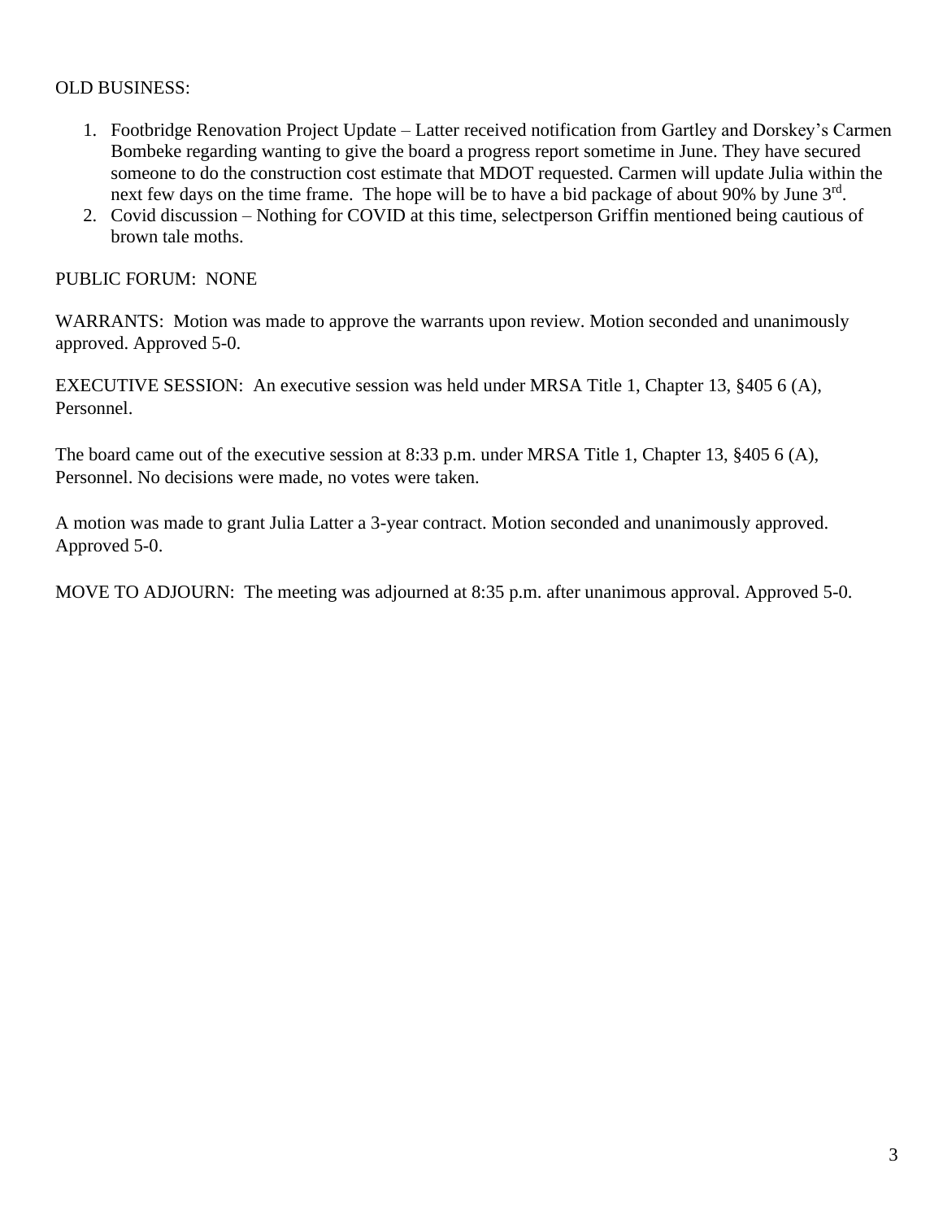OLD BUSINESS:

1. Footbridge Renovation Project Update – Latter received notification from Gartley and Dorskey's Carmen Bombeke regarding wanting to give the board a progress report sometime in June. They have secured someone to do the construction cost estimate that MDOT requested. Carmen will update Julia within the next few days on the time frame. The hope will be to have a bid package of about 90% by June 3rd.
2. Covid discussion – Nothing for COVID at this time, selectperson Griffin mentioned being cautious of brown tale moths.

PUBLIC FORUM: NONE

WARRANTS: Motion was made to approve the warrants upon review. Motion seconded and unanimously approved. Approved 5-0.

EXECUTIVE SESSION: An executive session was held under MRSA Title 1, Chapter 13, §405 6 (A), Personnel.

The board came out of the executive session at 8:33 p.m. under MRSA Title 1, Chapter 13, §405 6 (A), Personnel. No decisions were made, no votes were taken.

A motion was made to grant Julia Latter a 3-year contract. Motion seconded and unanimously approved. Approved 5-0.

MOVE TO ADJOURN: The meeting was adjourned at 8:35 p.m. after unanimous approval. Approved 5-0.